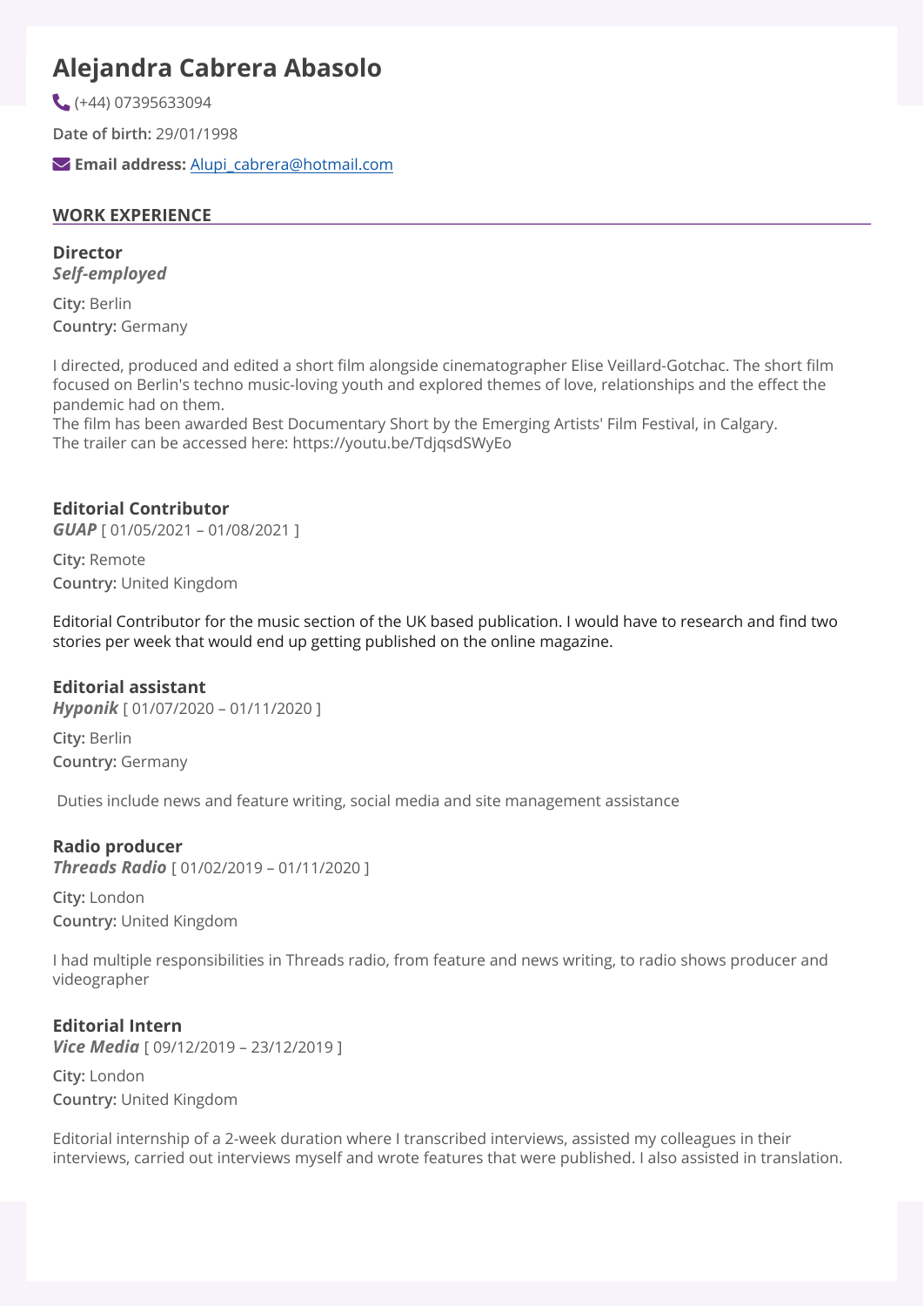# Alejandra Cabrera Abasolo

(+44) 07395633094

**Date of birth:** 29/01/1998

**Email address:** [Alupi_cabrera@hotmail.com](mailto:Alupi_cabrera@hotmail.com)

## WORK EXPERIENCE

### Director

***Self-employed***

**City:** Berlin
**Country:** Germany

I directed, produced and edited a short film alongside cinematographer Elise Veillard-Gotchac. The short film focused on Berlin's techno music-loving youth and explored themes of love, relationships and the effect the pandemic had on them.
The film has been awarded Best Documentary Short by the Emerging Artists' Film Festival, in Calgary.
The trailer can be accessed here: https://youtu.be/TdjqsdSWyEo

### Editorial Contributor

***GUAP*** [ 01/05/2021 – 01/08/2021 ]

**City:** Remote
**Country:** United Kingdom

Editorial Contributor for the music section of the UK based publication. I would have to research and find two stories per week that would end up getting published on the online magazine.

### Editorial assistant

***Hyponik*** [ 01/07/2020 – 01/11/2020 ]

**City:** Berlin
**Country:** Germany

Duties include news and feature writing, social media and site management assistance

### Radio producer

***Threads Radio*** [ 01/02/2019 – 01/11/2020 ]

**City:** London
**Country:** United Kingdom

I had multiple responsibilities in Threads radio, from feature and news writing, to radio shows producer and videographer

### Editorial Intern

***Vice Media*** [ 09/12/2019 – 23/12/2019 ]

**City:** London
**Country:** United Kingdom

Editorial internship of a 2-week duration where I transcribed interviews, assisted my colleagues in their interviews, carried out interviews myself and wrote features that were published. I also assisted in translation.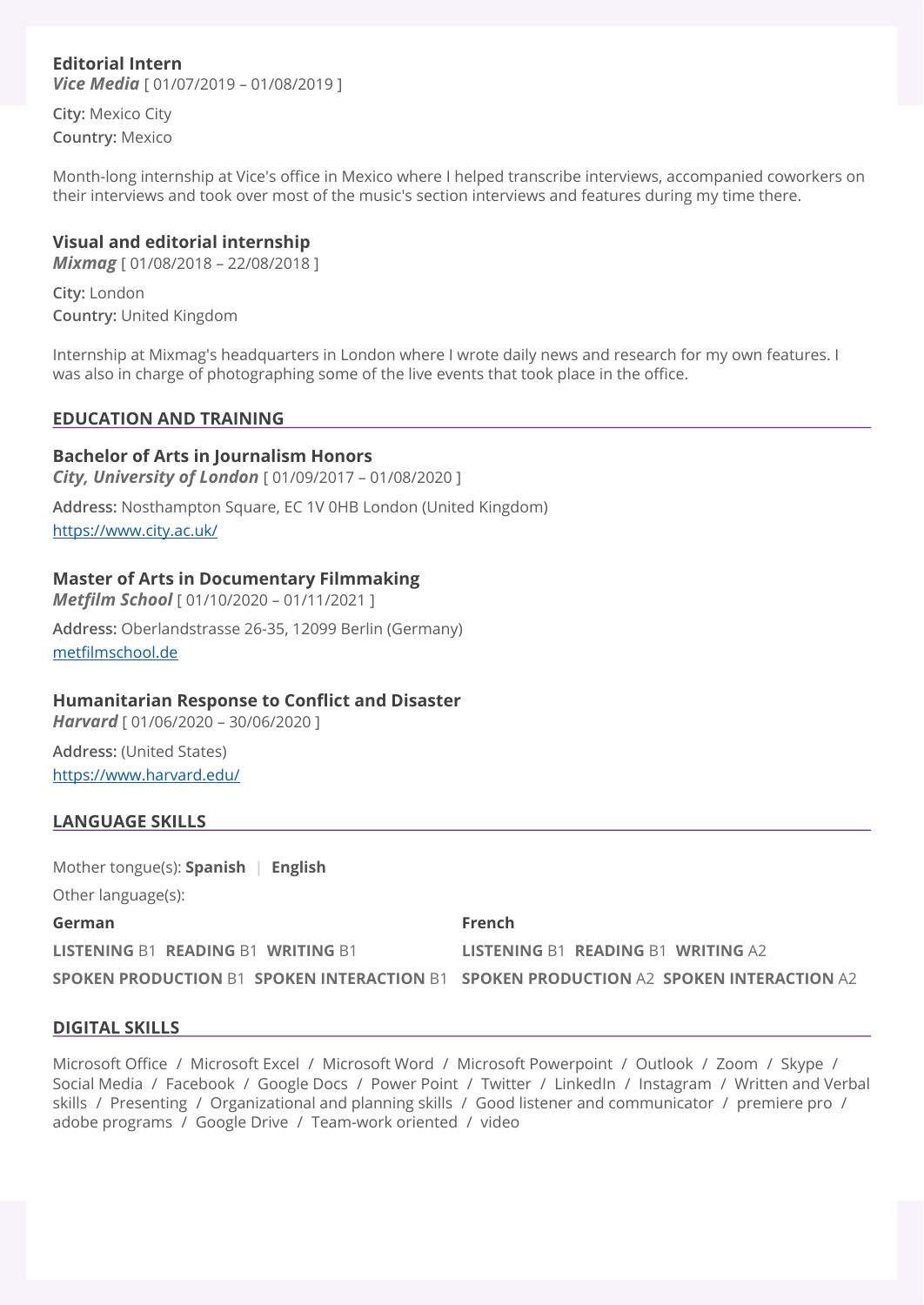### Editorial Intern

***Vice Media*** [ 01/07/2019 – 01/08/2019 ]

**City:** Mexico City
**Country:** Mexico

Month-long internship at Vice's office in Mexico where I helped transcribe interviews, accompanied coworkers on their interviews and took over most of the music's section interviews and features during my time there.

### Visual and editorial internship

***Mixmag*** [ 01/08/2018 – 22/08/2018 ]

**City:** London
**Country:** United Kingdom

Internship at Mixmag's headquarters in London where I wrote daily news and research for my own features. I was also in charge of photographing some of the live events that took place in the office.

## EDUCATION AND TRAINING

### Bachelor of Arts in Journalism Honors

***City, University of London*** [ 01/09/2017 – 01/08/2020 ]

**Address:** Nosthampton Square, EC 1V 0HB London (United Kingdom)
https://www.city.ac.uk/

### Master of Arts in Documentary Filmmaking

***Metfilm School*** [ 01/10/2020 – 01/11/2021 ]

**Address:** Oberlandstrasse 26-35, 12099 Berlin (Germany)
metfilmschool.de

### Humanitarian Response to Conflict and Disaster

***Harvard*** [ 01/06/2020 – 30/06/2020 ]

**Address:** (United States)
https://www.harvard.edu/

## LANGUAGE SKILLS

Mother tongue(s): **Spanish** | **English**

Other language(s):

**German**

**LISTENING** B1 **READING** B1 **WRITING** B1

**SPOKEN PRODUCTION** B1 **SPOKEN INTERACTION** B1

**French**

**LISTENING** B1 **READING** B1 **WRITING** A2

**SPOKEN PRODUCTION** A2 **SPOKEN INTERACTION** A2

## DIGITAL SKILLS

Microsoft Office / Microsoft Excel / Microsoft Word / Microsoft Powerpoint / Outlook / Zoom / Skype / Social Media / Facebook / Google Docs / Power Point / Twitter / LinkedIn / Instagram / Written and Verbal skills / Presenting / Organizational and planning skills / Good listener and communicator / premiere pro / adobe programs / Google Drive / Team-work oriented / video